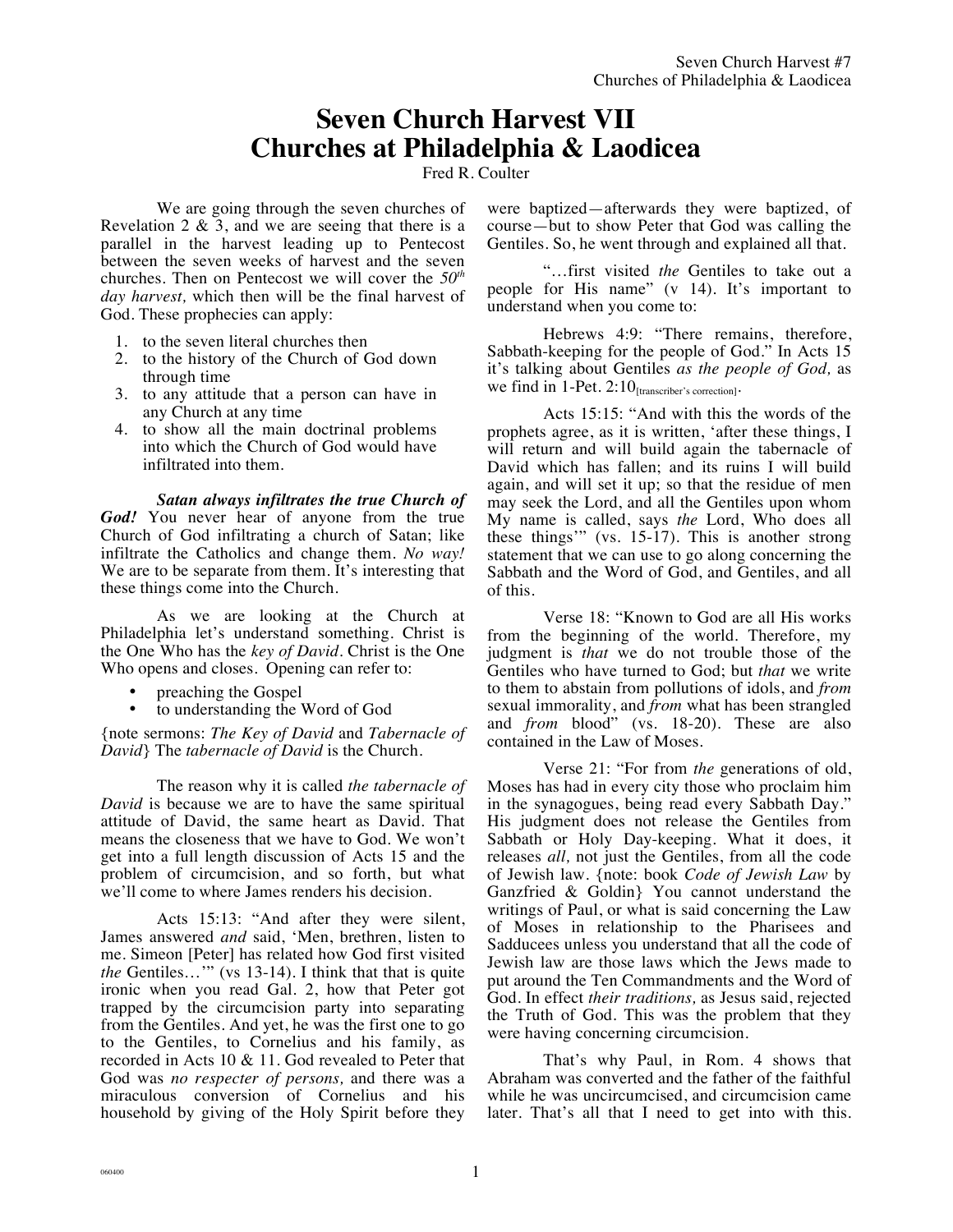# Seven Church Harvest VII
# Churches at Philadelphia & Laodicea

Fred R. Coulter

We are going through the seven churches of Revelation 2 & 3, and we are seeing that there is a parallel in the harvest leading up to Pentecost between the seven weeks of harvest and the seven churches. Then on Pentecost we will cover the *50th day harvest,* which then will be the final harvest of God. These prophecies can apply:

1. to the seven literal churches then
2. to the history of the Church of God down through time
3. to any attitude that a person can have in any Church at any time
4. to show all the main doctrinal problems into which the Church of God would have infiltrated into them.

***Satan always infiltrates the true Church of God!*** You never hear of anyone from the true Church of God infiltrating a church of Satan; like infiltrate the Catholics and change them. *No way!* We are to be separate from them. It's interesting that these things come into the Church.

As we are looking at the Church at Philadelphia let's understand something. Christ is the One Who has the *key of David*. Christ is the One Who opens and closes. Opening can refer to:

- preaching the Gospel
- to understanding the Word of God

{note sermons: *The Key of David* and *Tabernacle of David*} The *tabernacle of David* is the Church.

The reason why it is called *the tabernacle of David* is because we are to have the same spiritual attitude of David, the same heart as David. That means the closeness that we have to God. We won't get into a full length discussion of Acts 15 and the problem of circumcision, and so forth, but what we'll come to where James renders his decision.

Acts 15:13: "And after they were silent, James answered *and* said, 'Men, brethren, listen to me. Simeon [Peter] has related how God first visited *the* Gentiles…'" (vs 13-14). I think that that is quite ironic when you read Gal. 2, how that Peter got trapped by the circumcision party into separating from the Gentiles. And yet, he was the first one to go to the Gentiles, to Cornelius and his family, as recorded in Acts 10 & 11. God revealed to Peter that God was *no respecter of persons,* and there was a miraculous conversion of Cornelius and his household by giving of the Holy Spirit before they were baptized—afterwards they were baptized, of course—but to show Peter that God was calling the Gentiles. So, he went through and explained all that.

"…first visited *the* Gentiles to take out a people for His name" (v 14). It's important to understand when you come to:

Hebrews 4:9: "There remains, therefore, Sabbath-keeping for the people of God." In Acts 15 it's talking about Gentiles *as the people of God,* as we find in 1-Pet. 2:10[transcriber's correction].

Acts 15:15: "And with this the words of the prophets agree, as it is written, 'after these things, I will return and will build again the tabernacle of David which has fallen; and its ruins I will build again, and will set it up; so that the residue of men may seek the Lord, and all the Gentiles upon whom My name is called, says *the* Lord, Who does all these things'" (vs. 15-17). This is another strong statement that we can use to go along concerning the Sabbath and the Word of God, and Gentiles, and all of this.

Verse 18: "Known to God are all His works from the beginning of the world. Therefore, my judgment is *that* we do not trouble those of the Gentiles who have turned to God; but *that* we write to them to abstain from pollutions of idols, and *from* sexual immorality, and *from* what has been strangled and *from* blood" (vs. 18-20). These are also contained in the Law of Moses.

Verse 21: "For from *the* generations of old, Moses has had in every city those who proclaim him in the synagogues, being read every Sabbath Day." His judgment does not release the Gentiles from Sabbath or Holy Day-keeping. What it does, it releases *all,* not just the Gentiles, from all the code of Jewish law. {note: book *Code of Jewish Law* by Ganzfried & Goldin} You cannot understand the writings of Paul, or what is said concerning the Law of Moses in relationship to the Pharisees and Sadducees unless you understand that all the code of Jewish law are those laws which the Jews made to put around the Ten Commandments and the Word of God. In effect *their traditions,* as Jesus said, rejected the Truth of God. This was the problem that they were having concerning circumcision.

That's why Paul, in Rom. 4 shows that Abraham was converted and the father of the faithful while he was uncircumcised, and circumcision came later. That's all that I need to get into with this.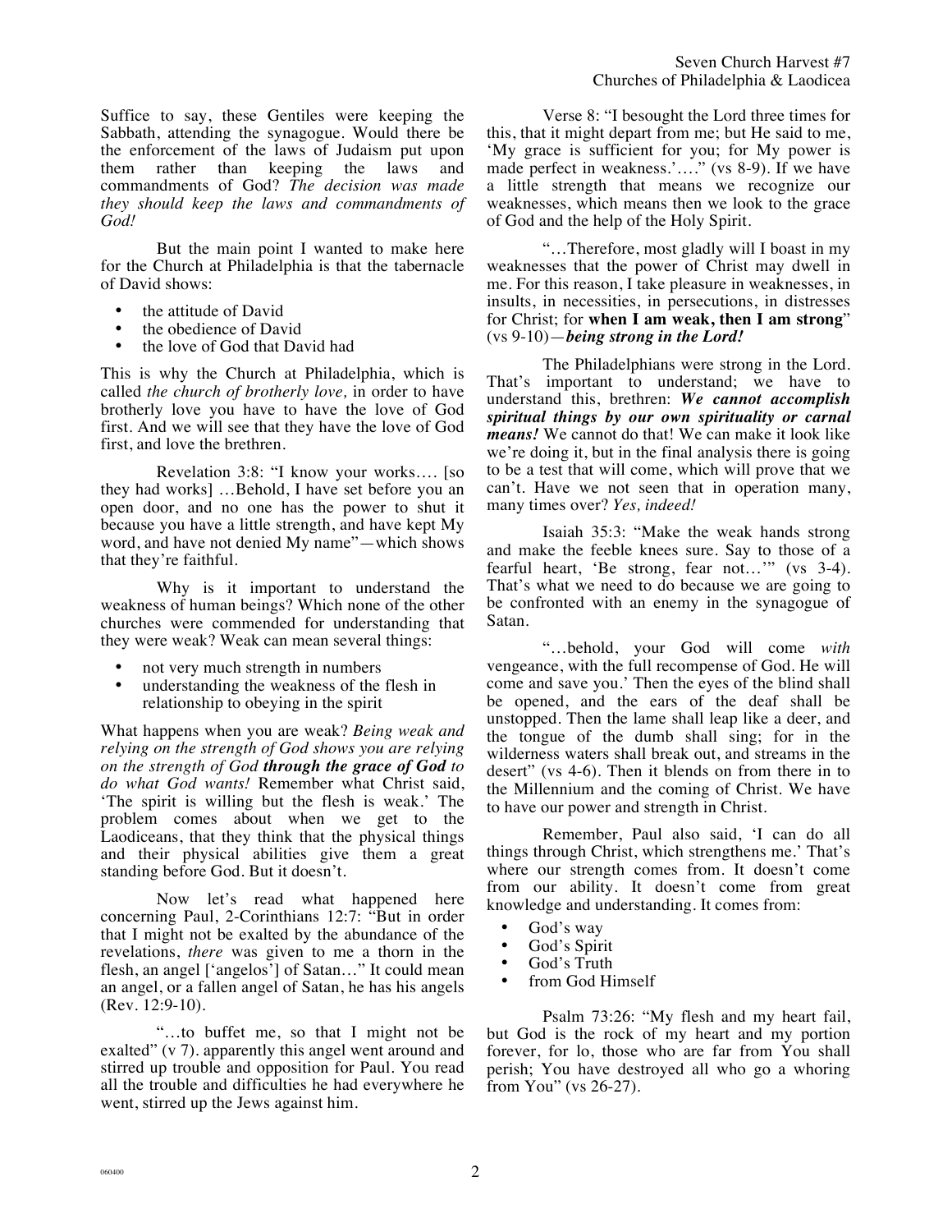Suffice to say, these Gentiles were keeping the Sabbath, attending the synagogue. Would there be the enforcement of the laws of Judaism put upon them rather than keeping the laws and commandments of God? *The decision was made they should keep the laws and commandments of God!*

But the main point I wanted to make here for the Church at Philadelphia is that the tabernacle of David shows:

- the attitude of David
- the obedience of David
- the love of God that David had

This is why the Church at Philadelphia, which is called *the church of brotherly love,* in order to have brotherly love you have to have the love of God first. And we will see that they have the love of God first, and love the brethren.

Revelation 3:8: "I know your works.... [so they had works] ...Behold, I have set before you an open door, and no one has the power to shut it because you have a little strength, and have kept My word, and have not denied My name"—which shows that they're faithful.

Why is it important to understand the weakness of human beings? Which none of the other churches were commended for understanding that they were weak? Weak can mean several things:

- not very much strength in numbers
- understanding the weakness of the flesh in relationship to obeying in the spirit

What happens when you are weak? *Being weak and relying on the strength of God shows you are relying on the strength of God* ***through the grace of God*** *to do what God wants!* Remember what Christ said, 'The spirit is willing but the flesh is weak.' The problem comes about when we get to the Laodiceans, that they think that the physical things and their physical abilities give them a great standing before God. But it doesn't.

Now let's read what happened here concerning Paul, 2-Corinthians 12:7: "But in order that I might not be exalted by the abundance of the revelations, *there* was given to me a thorn in the flesh, an angel ['angelos'] of Satan..." It could mean an angel, or a fallen angel of Satan, he has his angels (Rev. 12:9-10).

"...to buffet me, so that I might not be exalted" (v 7). apparently this angel went around and stirred up trouble and opposition for Paul. You read all the trouble and difficulties he had everywhere he went, stirred up the Jews against him.

Verse 8: "I besought the Lord three times for this, that it might depart from me; but He said to me, 'My grace is sufficient for you; for My power is made perfect in weakness.'...." (vs 8-9). If we have a little strength that means we recognize our weaknesses, which means then we look to the grace of God and the help of the Holy Spirit.

"...Therefore, most gladly will I boast in my weaknesses that the power of Christ may dwell in me. For this reason, I take pleasure in weaknesses, in insults, in necessities, in persecutions, in distresses for Christ; for **when I am weak, then I am strong**" (vs 9-10)—***being strong in the Lord!***

The Philadelphians were strong in the Lord. That's important to understand; we have to understand this, brethren: ***We cannot accomplish spiritual things by our own spirituality or carnal means!*** We cannot do that! We can make it look like we're doing it, but in the final analysis there is going to be a test that will come, which will prove that we can't. Have we not seen that in operation many, many times over? *Yes, indeed!*

Isaiah 35:3: "Make the weak hands strong and make the feeble knees sure. Say to those of a fearful heart, 'Be strong, fear not...'" (vs 3-4). That's what we need to do because we are going to be confronted with an enemy in the synagogue of Satan.

"...behold, your God will come *with* vengeance, with the full recompense of God. He will come and save you.' Then the eyes of the blind shall be opened, and the ears of the deaf shall be unstopped. Then the lame shall leap like a deer, and the tongue of the dumb shall sing; for in the wilderness waters shall break out, and streams in the desert" (vs 4-6). Then it blends on from there in to the Millennium and the coming of Christ. We have to have our power and strength in Christ.

Remember, Paul also said, 'I can do all things through Christ, which strengthens me.' That's where our strength comes from. It doesn't come from our ability. It doesn't come from great knowledge and understanding. It comes from:

- God's way
- God's Spirit
- God's Truth
- from God Himself

Psalm 73:26: "My flesh and my heart fail, but God is the rock of my heart and my portion forever, for lo, those who are far from You shall perish; You have destroyed all who go a whoring from You" (vs 26-27).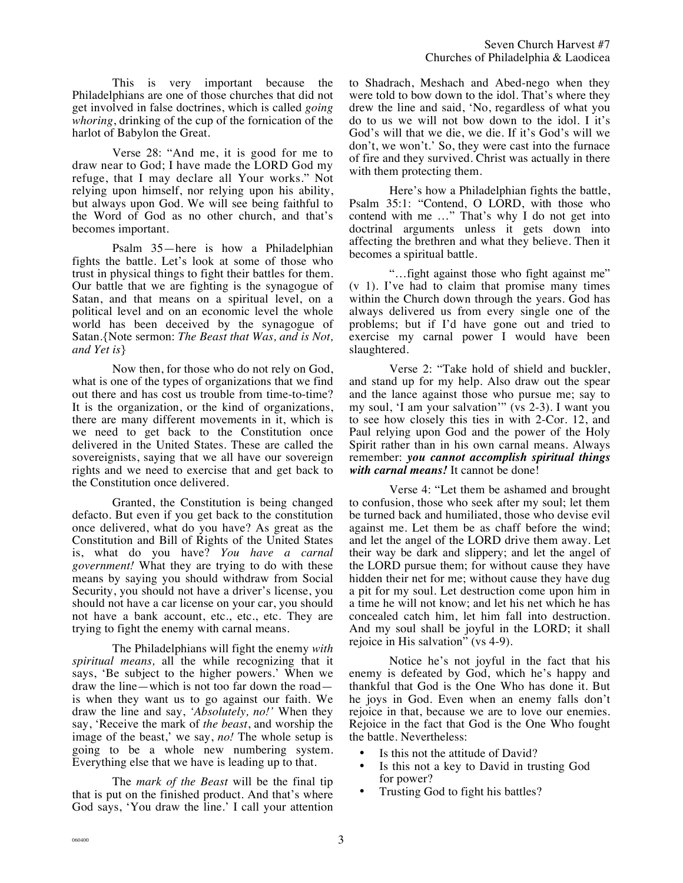This is very important because the Philadelphians are one of those churches that did not get involved in false doctrines, which is called *going whoring*, drinking of the cup of the fornication of the harlot of Babylon the Great.

Verse 28: "And me, it is good for me to draw near to God; I have made the LORD God my refuge, that I may declare all Your works." Not relying upon himself, nor relying upon his ability, but always upon God. We will see being faithful to the Word of God as no other church, and that's becomes important.

Psalm 35—here is how a Philadelphian fights the battle. Let's look at some of those who trust in physical things to fight their battles for them. Our battle that we are fighting is the synagogue of Satan, and that means on a spiritual level, on a political level and on an economic level the whole world has been deceived by the synagogue of Satan.{Note sermon: *The Beast that Was, and is Not, and Yet is*}

Now then, for those who do not rely on God, what is one of the types of organizations that we find out there and has cost us trouble from time-to-time? It is the organization, or the kind of organizations, there are many different movements in it, which is we need to get back to the Constitution once delivered in the United States. These are called the sovereignists, saying that we all have our sovereign rights and we need to exercise that and get back to the Constitution once delivered.

Granted, the Constitution is being changed defacto. But even if you get back to the constitution once delivered, what do you have? As great as the Constitution and Bill of Rights of the United States is, what do you have? *You have a carnal government!* What they are trying to do with these means by saying you should withdraw from Social Security, you should not have a driver's license, you should not have a car license on your car, you should not have a bank account, etc., etc., etc. They are trying to fight the enemy with carnal means.

The Philadelphians will fight the enemy *with spiritual means,* all the while recognizing that it says, 'Be subject to the higher powers.' When we draw the line—which is not too far down the road—is when they want us to go against our faith. We draw the line and say, *'Absolutely, no!'* When they say, 'Receive the mark of *the beast*, and worship the image of the beast,' we say, *no!* The whole setup is going to be a whole new numbering system. Everything else that we have is leading up to that.

The *mark of the Beast* will be the final tip that is put on the finished product. And that's where God says, 'You draw the line.' I call your attention to Shadrach, Meshach and Abed-nego when they were told to bow down to the idol. That's where they drew the line and said, 'No, regardless of what you do to us we will not bow down to the idol. I it's God's will that we die, we die. If it's God's will we don't, we won't.' So, they were cast into the furnace of fire and they survived. Christ was actually in there with them protecting them.

Here's how a Philadelphian fights the battle, Psalm 35:1: "Contend, O LORD, with those who contend with me …" That's why I do not get into doctrinal arguments unless it gets down into affecting the brethren and what they believe. Then it becomes a spiritual battle.

"…fight against those who fight against me" (v 1). I've had to claim that promise many times within the Church down through the years. God has always delivered us from every single one of the problems; but if I'd have gone out and tried to exercise my carnal power I would have been slaughtered.

Verse 2: "Take hold of shield and buckler, and stand up for my help. Also draw out the spear and the lance against those who pursue me; say to my soul, 'I am your salvation'" (vs 2-3). I want you to see how closely this ties in with 2-Cor. 12, and Paul relying upon God and the power of the Holy Spirit rather than in his own carnal means. Always remember: ***you cannot accomplish spiritual things with carnal means!*** It cannot be done!

Verse 4: "Let them be ashamed and brought to confusion, those who seek after my soul; let them be turned back and humiliated, those who devise evil against me. Let them be as chaff before the wind; and let the angel of the LORD drive them away. Let their way be dark and slippery; and let the angel of the LORD pursue them; for without cause they have hidden their net for me; without cause they have dug a pit for my soul. Let destruction come upon him in a time he will not know; and let his net which he has concealed catch him, let him fall into destruction. And my soul shall be joyful in the LORD; it shall rejoice in His salvation" (vs 4-9).

Notice he's not joyful in the fact that his enemy is defeated by God, which he's happy and thankful that God is the One Who has done it. But he joys in God. Even when an enemy falls don't rejoice in that, because we are to love our enemies. Rejoice in the fact that God is the One Who fought the battle. Nevertheless:

- Is this not the attitude of David?
- Is this not a key to David in trusting God for power?
- Trusting God to fight his battles?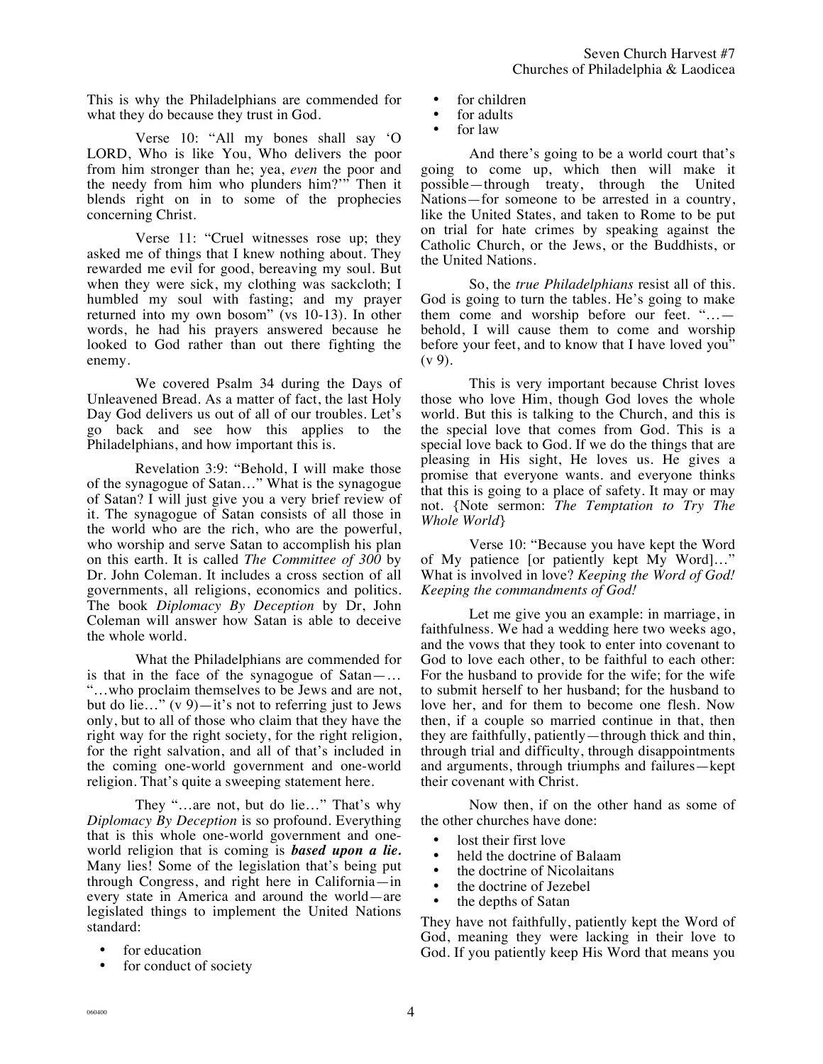This is why the Philadelphians are commended for what they do because they trust in God.

Verse 10: "All my bones shall say 'O LORD, Who is like You, Who delivers the poor from him stronger than he; yea, *even* the poor and the needy from him who plunders him?'" Then it blends right on in to some of the prophecies concerning Christ.

Verse 11: "Cruel witnesses rose up; they asked me of things that I knew nothing about. They rewarded me evil for good, bereaving my soul. But when they were sick, my clothing was sackcloth; I humbled my soul with fasting; and my prayer returned into my own bosom" (vs 10-13). In other words, he had his prayers answered because he looked to God rather than out there fighting the enemy.

We covered Psalm 34 during the Days of Unleavened Bread. As a matter of fact, the last Holy Day God delivers us out of all of our troubles. Let's go back and see how this applies to the Philadelphians, and how important this is.

Revelation 3:9: "Behold, I will make those of the synagogue of Satan…" What is the synagogue of Satan? I will just give you a very brief review of it. The synagogue of Satan consists of all those in the world who are the rich, who are the powerful, who worship and serve Satan to accomplish his plan on this earth. It is called *The Committee of 300* by Dr. John Coleman. It includes a cross section of all governments, all religions, economics and politics. The book *Diplomacy By Deception* by Dr, John Coleman will answer how Satan is able to deceive the whole world.

What the Philadelphians are commended for is that in the face of the synagogue of Satan—… "…who proclaim themselves to be Jews and are not, but do lie…" (v 9)—it's not to referring just to Jews only, but to all of those who claim that they have the right way for the right society, for the right religion, for the right salvation, and all of that's included in the coming one-world government and one-world religion. That's quite a sweeping statement here.

They "…are not, but do lie…" That's why *Diplomacy By Deception* is so profound. Everything that is this whole one-world government and one-world religion that is coming is ***based upon a lie.*** Many lies! Some of the legislation that's being put through Congress, and right here in California—in every state in America and around the world—are legislated things to implement the United Nations standard:

- for education
- for conduct of society
- for children
- for adults
- for law

And there's going to be a world court that's going to come up, which then will make it possible—through treaty, through the United Nations—for someone to be arrested in a country, like the United States, and taken to Rome to be put on trial for hate crimes by speaking against the Catholic Church, or the Jews, or the Buddhists, or the United Nations.

So, the *true Philadelphians* resist all of this. God is going to turn the tables. He's going to make them come and worship before our feet. "…—behold, I will cause them to come and worship before your feet, and to know that I have loved you" (v 9).

This is very important because Christ loves those who love Him, though God loves the whole world. But this is talking to the Church, and this is the special love that comes from God. This is a special love back to God. If we do the things that are pleasing in His sight, He loves us. He gives a promise that everyone wants. and everyone thinks that this is going to a place of safety. It may or may not. {Note sermon: *The Temptation to Try The Whole World*}

Verse 10: "Because you have kept the Word of My patience [or patiently kept My Word]…" What is involved in love? *Keeping the Word of God! Keeping the commandments of God!*

Let me give you an example: in marriage, in faithfulness. We had a wedding here two weeks ago, and the vows that they took to enter into covenant to God to love each other, to be faithful to each other: For the husband to provide for the wife; for the wife to submit herself to her husband; for the husband to love her, and for them to become one flesh. Now then, if a couple so married continue in that, then they are faithfully, patiently—through thick and thin, through trial and difficulty, through disappointments and arguments, through triumphs and failures—kept their covenant with Christ.

Now then, if on the other hand as some of the other churches have done:

- lost their first love
- held the doctrine of Balaam
- the doctrine of Nicolaitans
- the doctrine of Jezebel
- the depths of Satan

They have not faithfully, patiently kept the Word of God, meaning they were lacking in their love to God. If you patiently keep His Word that means you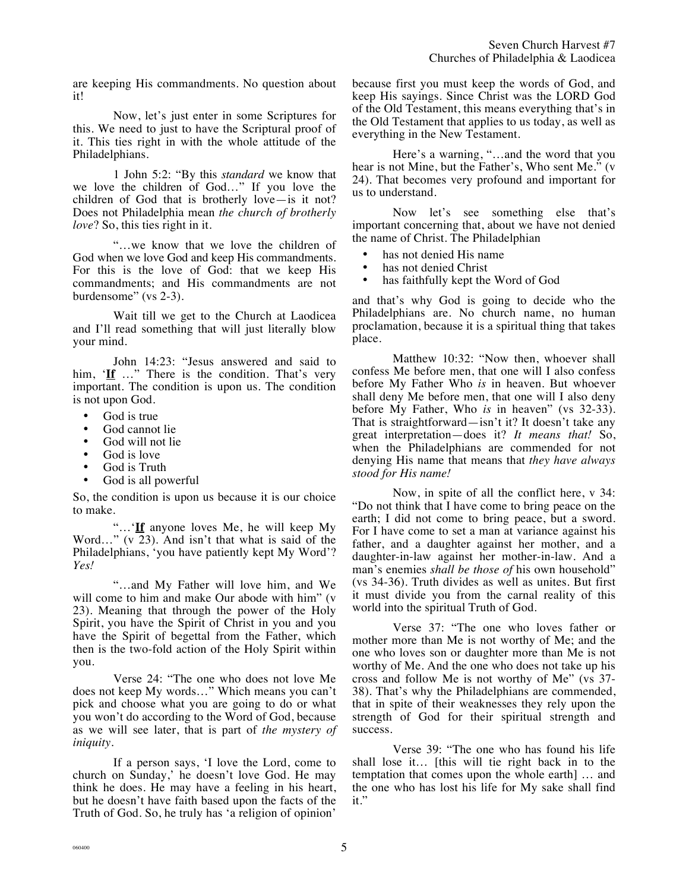are keeping His commandments. No question about it!

Now, let's just enter in some Scriptures for this. We need to just to have the Scriptural proof of it. This ties right in with the whole attitude of the Philadelphians.

1 John 5:2: "By this *standard* we know that we love the children of God…" If you love the children of God that is brotherly love—is it not? Does not Philadelphia mean *the church of brotherly love*? So, this ties right in it.

"…we know that we love the children of God when we love God and keep His commandments. For this is the love of God: that we keep His commandments; and His commandments are not burdensome" (vs 2-3).

Wait till we get to the Church at Laodicea and I'll read something that will just literally blow your mind.

John 14:23: "Jesus answered and said to him, '**If** …" There is the condition. That's very important. The condition is upon us. The condition is not upon God.

- God is true
- God cannot lie
- God will not lie
- God is love
- God is Truth
- God is all powerful

So, the condition is upon us because it is our choice to make.

"…'**If** anyone loves Me, he will keep My Word…" (v 23). And isn't that what is said of the Philadelphians, 'you have patiently kept My Word'? *Yes!*

"…and My Father will love him, and We will come to him and make Our abode with him" (v 23). Meaning that through the power of the Holy Spirit, you have the Spirit of Christ in you and you have the Spirit of begettal from the Father, which then is the two-fold action of the Holy Spirit within you.

Verse 24: "The one who does not love Me does not keep My words…" Which means you can't pick and choose what you are going to do or what you won't do according to the Word of God, because as we will see later, that is part of *the mystery of iniquity*.

If a person says, 'I love the Lord, come to church on Sunday,' he doesn't love God. He may think he does. He may have a feeling in his heart, but he doesn't have faith based upon the facts of the Truth of God. So, he truly has 'a religion of opinion' because first you must keep the words of God, and keep His sayings. Since Christ was the LORD God of the Old Testament, this means everything that's in the Old Testament that applies to us today, as well as everything in the New Testament.

Here's a warning, "…and the word that you hear is not Mine, but the Father's, Who sent Me." (v 24). That becomes very profound and important for us to understand.

Now let's see something else that's important concerning that, about we have not denied the name of Christ. The Philadelphian

- has not denied His name
- has not denied Christ
- has faithfully kept the Word of God

and that's why God is going to decide who the Philadelphians are. No church name, no human proclamation, because it is a spiritual thing that takes place.

Matthew 10:32: "Now then, whoever shall confess Me before men, that one will I also confess before My Father Who *is* in heaven. But whoever shall deny Me before men, that one will I also deny before My Father, Who *is* in heaven" (vs 32-33). That is straightforward—isn't it? It doesn't take any great interpretation—does it? *It means that!* So, when the Philadelphians are commended for not denying His name that means that *they have always stood for His name!*

Now, in spite of all the conflict here, v 34: "Do not think that I have come to bring peace on the earth; I did not come to bring peace, but a sword. For I have come to set a man at variance against his father, and a daughter against her mother, and a daughter-in-law against her mother-in-law. And a man's enemies *shall be those of* his own household" (vs 34-36). Truth divides as well as unites. But first it must divide you from the carnal reality of this world into the spiritual Truth of God.

Verse 37: "The one who loves father or mother more than Me is not worthy of Me; and the one who loves son or daughter more than Me is not worthy of Me. And the one who does not take up his cross and follow Me is not worthy of Me" (vs 37-38). That's why the Philadelphians are commended, that in spite of their weaknesses they rely upon the strength of God for their spiritual strength and success.

Verse 39: "The one who has found his life shall lose it… [this will tie right back in to the temptation that comes upon the whole earth] … and the one who has lost his life for My sake shall find it."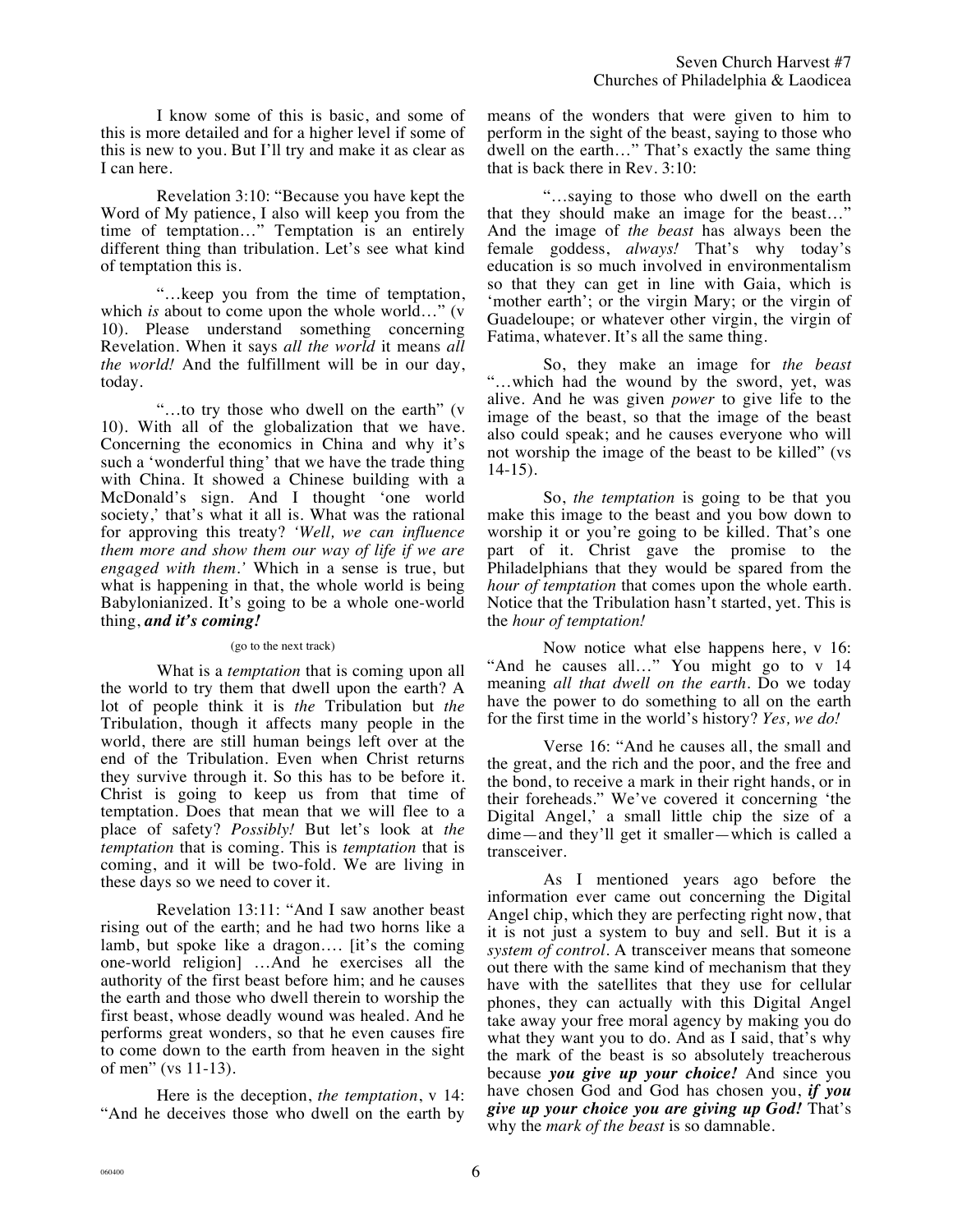I know some of this is basic, and some of this is more detailed and for a higher level if some of this is new to you. But I'll try and make it as clear as I can here.

Revelation 3:10: "Because you have kept the Word of My patience, I also will keep you from the time of temptation…" Temptation is an entirely different thing than tribulation. Let's see what kind of temptation this is.

"…keep you from the time of temptation, which *is* about to come upon the whole world…" (v 10). Please understand something concerning Revelation. When it says *all the world* it means *all the world!* And the fulfillment will be in our day, today.

"…to try those who dwell on the earth" (v 10). With all of the globalization that we have. Concerning the economics in China and why it's such a 'wonderful thing' that we have the trade thing with China. It showed a Chinese building with a McDonald's sign. And I thought 'one world society,' that's what it all is. What was the rational for approving this treaty? *'Well, we can influence them more and show them our way of life if we are engaged with them.'* Which in a sense is true, but what is happening in that, the whole world is being Babylonianized. It's going to be a whole one-world thing, ***and it's coming!***

(go to the next track)

What is a *temptation* that is coming upon all the world to try them that dwell upon the earth? A lot of people think it is *the* Tribulation but *the* Tribulation, though it affects many people in the world, there are still human beings left over at the end of the Tribulation. Even when Christ returns they survive through it. So this has to be before it. Christ is going to keep us from that time of temptation. Does that mean that we will flee to a place of safety? *Possibly!* But let's look at *the temptation* that is coming. This is *temptation* that is coming, and it will be two-fold. We are living in these days so we need to cover it.

Revelation 13:11: "And I saw another beast rising out of the earth; and he had two horns like a lamb, but spoke like a dragon…. [it's the coming one-world religion] …And he exercises all the authority of the first beast before him; and he causes the earth and those who dwell therein to worship the first beast, whose deadly wound was healed. And he performs great wonders, so that he even causes fire to come down to the earth from heaven in the sight of men" (vs 11-13).

Here is the deception, *the temptation*, v 14: "And he deceives those who dwell on the earth by means of the wonders that were given to him to perform in the sight of the beast, saying to those who dwell on the earth…" That's exactly the same thing that is back there in Rev. 3:10:

"…saying to those who dwell on the earth that they should make an image for the beast…" And the image of *the beast* has always been the female goddess, *always!* That's why today's education is so much involved in environmentalism so that they can get in line with Gaia, which is 'mother earth'; or the virgin Mary; or the virgin of Guadeloupe; or whatever other virgin, the virgin of Fatima, whatever. It's all the same thing.

So, they make an image for *the beast* "…which had the wound by the sword, yet, was alive. And he was given *power* to give life to the image of the beast, so that the image of the beast also could speak; and he causes everyone who will not worship the image of the beast to be killed" (vs 14-15).

So, *the temptation* is going to be that you make this image to the beast and you bow down to worship it or you're going to be killed. That's one part of it. Christ gave the promise to the Philadelphians that they would be spared from the *hour of temptation* that comes upon the whole earth. Notice that the Tribulation hasn't started, yet. This is the *hour of temptation!*

Now notice what else happens here, v 16: "And he causes all…" You might go to v 14 meaning *all that dwell on the earth*. Do we today have the power to do something to all on the earth for the first time in the world's history? *Yes, we do!*

Verse 16: "And he causes all, the small and the great, and the rich and the poor, and the free and the bond, to receive a mark in their right hands, or in their foreheads." We've covered it concerning 'the Digital Angel,' a small little chip the size of a dime—and they'll get it smaller—which is called a transceiver.

As I mentioned years ago before the information ever came out concerning the Digital Angel chip, which they are perfecting right now, that it is not just a system to buy and sell. But it is a *system of control*. A transceiver means that someone out there with the same kind of mechanism that they have with the satellites that they use for cellular phones, they can actually with this Digital Angel take away your free moral agency by making you do what they want you to do. And as I said, that's why the mark of the beast is so absolutely treacherous because ***you give up your choice!*** And since you have chosen God and God has chosen you, ***if you give up your choice you are giving up God!*** That's why the *mark of the beast* is so damnable.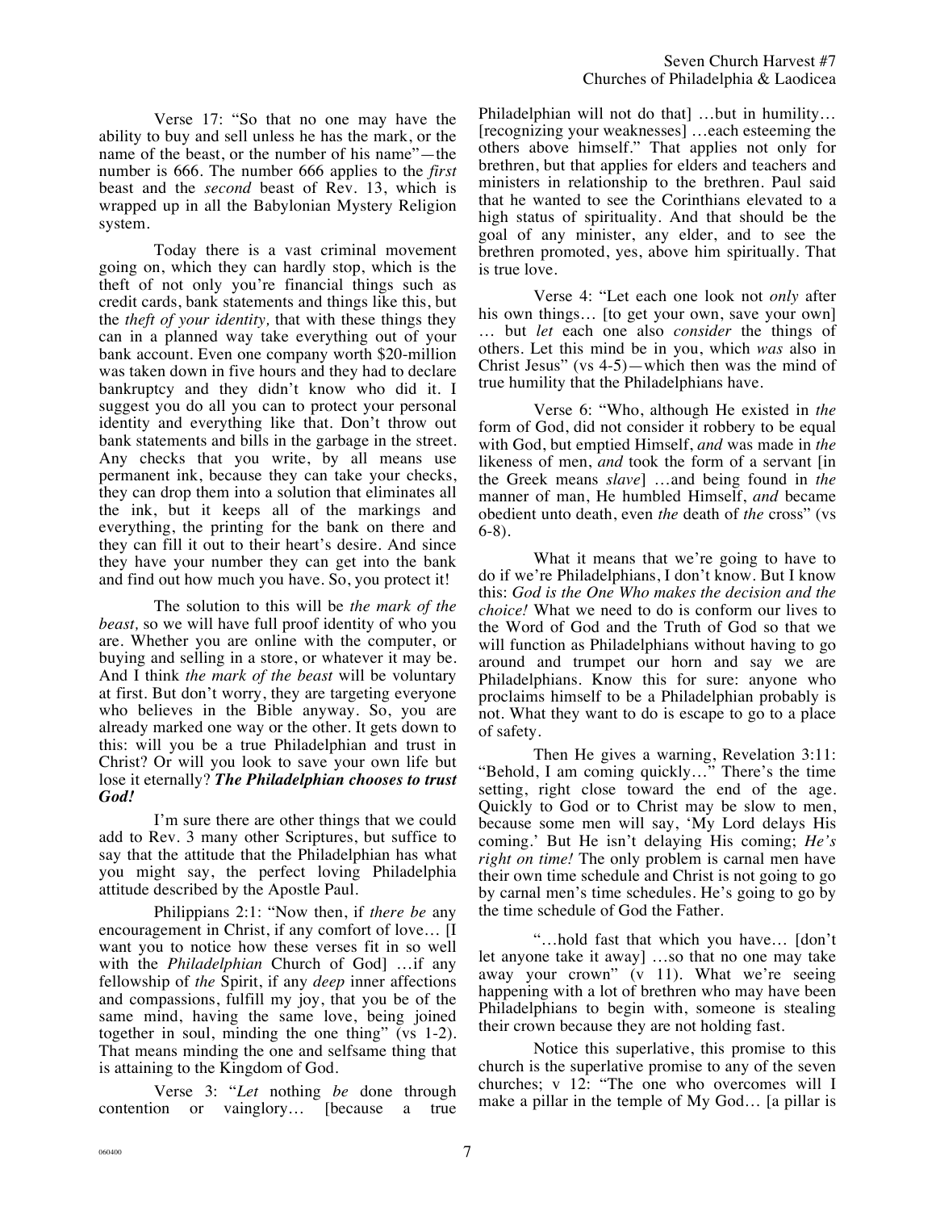Verse 17: "So that no one may have the ability to buy and sell unless he has the mark, or the name of the beast, or the number of his name"—the number is 666. The number 666 applies to the *first* beast and the *second* beast of Rev. 13, which is wrapped up in all the Babylonian Mystery Religion system.

Today there is a vast criminal movement going on, which they can hardly stop, which is the theft of not only you're financial things such as credit cards, bank statements and things like this, but the *theft of your identity,* that with these things they can in a planned way take everything out of your bank account. Even one company worth $20-million was taken down in five hours and they had to declare bankruptcy and they didn't know who did it. I suggest you do all you can to protect your personal identity and everything like that. Don't throw out bank statements and bills in the garbage in the street. Any checks that you write, by all means use permanent ink, because they can take your checks, they can drop them into a solution that eliminates all the ink, but it keeps all of the markings and everything, the printing for the bank on there and they can fill it out to their heart's desire. And since they have your number they can get into the bank and find out how much you have. So, you protect it!

The solution to this will be *the mark of the beast,* so we will have full proof identity of who you are. Whether you are online with the computer, or buying and selling in a store, or whatever it may be. And I think *the mark of the beast* will be voluntary at first. But don't worry, they are targeting everyone who believes in the Bible anyway. So, you are already marked one way or the other. It gets down to this: will you be a true Philadelphian and trust in Christ? Or will you look to save your own life but lose it eternally? ***The Philadelphian chooses to trust God!***

I'm sure there are other things that we could add to Rev. 3 many other Scriptures, but suffice to say that the attitude that the Philadelphian has what you might say, the perfect loving Philadelphia attitude described by the Apostle Paul.

Philippians 2:1: "Now then, if *there be* any encouragement in Christ, if any comfort of love… [I want you to notice how these verses fit in so well with the *Philadelphian* Church of God] …if any fellowship of *the* Spirit, if any *deep* inner affections and compassions, fulfill my joy, that you be of the same mind, having the same love, being joined together in soul, minding the one thing" (vs 1-2). That means minding the one and selfsame thing that is attaining to the Kingdom of God.

Verse 3: "*Let* nothing *be* done through contention or vainglory… [because a true Philadelphian will not do that] …but in humility… [recognizing your weaknesses] …each esteeming the others above himself." That applies not only for brethren, but that applies for elders and teachers and ministers in relationship to the brethren. Paul said that he wanted to see the Corinthians elevated to a high status of spirituality. And that should be the goal of any minister, any elder, and to see the brethren promoted, yes, above him spiritually. That is true love.

Verse 4: "Let each one look not *only* after his own things… [to get your own, save your own] … but *let* each one also *consider* the things of others. Let this mind be in you, which *was* also in Christ Jesus" (vs 4-5)—which then was the mind of true humility that the Philadelphians have.

Verse 6: "Who, although He existed in *the* form of God, did not consider it robbery to be equal with God, but emptied Himself, *and* was made in *the* likeness of men, *and* took the form of a servant [in the Greek means *slave*] …and being found in *the* manner of man, He humbled Himself, *and* became obedient unto death, even *the* death of *the* cross" (vs 6-8).

What it means that we're going to have to do if we're Philadelphians, I don't know. But I know this: *God is the One Who makes the decision and the choice!* What we need to do is conform our lives to the Word of God and the Truth of God so that we will function as Philadelphians without having to go around and trumpet our horn and say we are Philadelphians. Know this for sure: anyone who proclaims himself to be a Philadelphian probably is not. What they want to do is escape to go to a place of safety.

Then He gives a warning, Revelation 3:11: "Behold, I am coming quickly…" There's the time setting, right close toward the end of the age. Quickly to God or to Christ may be slow to men, because some men will say, 'My Lord delays His coming.' But He isn't delaying His coming; *He's right on time!* The only problem is carnal men have their own time schedule and Christ is not going to go by carnal men's time schedules. He's going to go by the time schedule of God the Father.

"…hold fast that which you have… [don't let anyone take it away] …so that no one may take away your crown" (v 11). What we're seeing happening with a lot of brethren who may have been Philadelphians to begin with, someone is stealing their crown because they are not holding fast.

Notice this superlative, this promise to this church is the superlative promise to any of the seven churches; v 12: "The one who overcomes will I make a pillar in the temple of My God… [a pillar is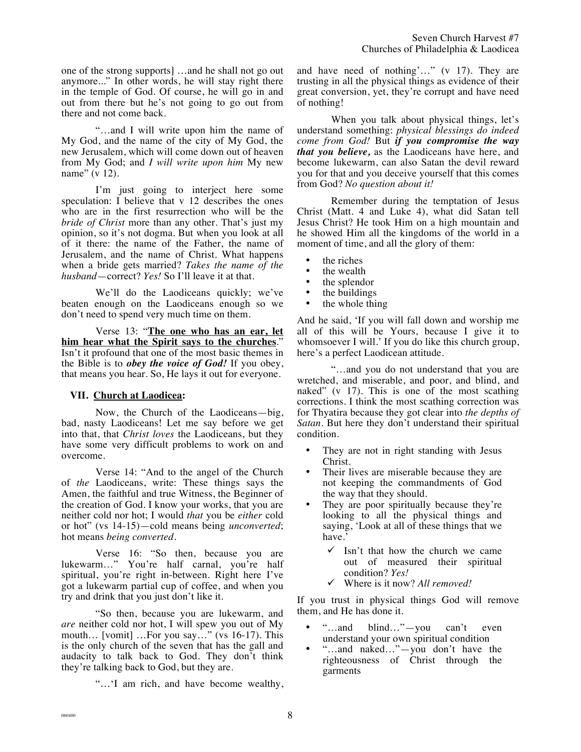one of the strong supports] …and he shall not go out anymore..." In other words, he will stay right there in the temple of God. Of course, he will go in and out from there but he's not going to go out from there and not come back.

"…and I will write upon him the name of My God, and the name of the city of My God, the new Jerusalem, which will come down out of heaven from My God; and *I will write upon him* My new name" (v 12).

I'm just going to interject here some speculation: I believe that v 12 describes the ones who are in the first resurrection who will be the *bride of Christ* more than any other. That's just my opinion, so it's not dogma. But when you look at all of it there: the name of the Father, the name of Jerusalem, and the name of Christ. What happens when a bride gets married? *Takes the name of the husband*—correct? *Yes!* So I'll leave it at that.

We'll do the Laodiceans quickly; we've beaten enough on the Laodiceans enough so we don't need to spend very much time on them.

Verse 13: "**The one who has an ear, let him hear what the Spirit says to the churches**." Isn't it profound that one of the most basic themes in the Bible is to ***obey the voice of God!*** If you obey, that means you hear. So, He lays it out for everyone.

## VII. Church at Laodicea:

Now, the Church of the Laodiceans—big, bad, nasty Laodiceans! Let me say before we get into that, that *Christ loves* the Laodiceans, but they have some very difficult problems to work on and overcome.

Verse 14: "And to the angel of the Church of *the* Laodiceans, write: These things says the Amen, the faithful and true Witness, the Beginner of the creation of God. I know your works, that you are neither cold nor hot; I would *that* you be *either* cold or hot" (vs 14-15)—cold means being *unconverted*; hot means *being converted*.

Verse 16: "So then, because you are lukewarm…" You're half carnal, you're half spiritual, you're right in-between. Right here I've got a lukewarm partial cup of coffee, and when you try and drink that you just don't like it.

"So then, because you are lukewarm, and *are* neither cold nor hot, I will spew you out of My mouth… [vomit] …For you say…" (vs 16-17). This is the only church of the seven that has the gall and audacity to talk back to God. They don't think they're talking back to God, but they are.

"…'I am rich, and have become wealthy, and have need of nothing'…" (v 17). They are trusting in all the physical things as evidence of their great conversion, yet, they're corrupt and have need of nothing!

When you talk about physical things, let's understand something: *physical blessings do indeed come from God!* But ***if you compromise the way that you believe,*** as the Laodiceans have here, and become lukewarm, can also Satan the devil reward you for that and you deceive yourself that this comes from God? *No question about it!*

Remember during the temptation of Jesus Christ (Matt. 4 and Luke 4), what did Satan tell Jesus Christ? He took Him on a high mountain and he showed Him all the kingdoms of the world in a moment of time, and all the glory of them:

- the riches
- the wealth
- the splendor
- the buildings
- the whole thing

And he said, 'If you will fall down and worship me all of this will be Yours, because I give it to whomsoever I will.' If you do like this church group, here's a perfect Laodicean attitude.

"…and you do not understand that you are wretched, and miserable, and poor, and blind, and naked" (v 17). This is one of the most scathing corrections. I think the most scathing correction was for Thyatira because they got clear into *the depths of Satan*. But here they don't understand their spiritual condition.

- They are not in right standing with Jesus Christ.
- Their lives are miserable because they are not keeping the commandments of God the way that they should.
- They are poor spiritually because they're looking to all the physical things and saying, 'Look at all of these things that we have.'
  - ✓ Isn't that how the church we came out of measured their spiritual condition? *Yes!*
  - ✓ Where is it now? *All removed!*

If you trust in physical things God will remove them, and He has done it.

- "…and blind…"—you can't even understand your own spiritual condition
- "…and naked…"—you don't have the righteousness of Christ through the garments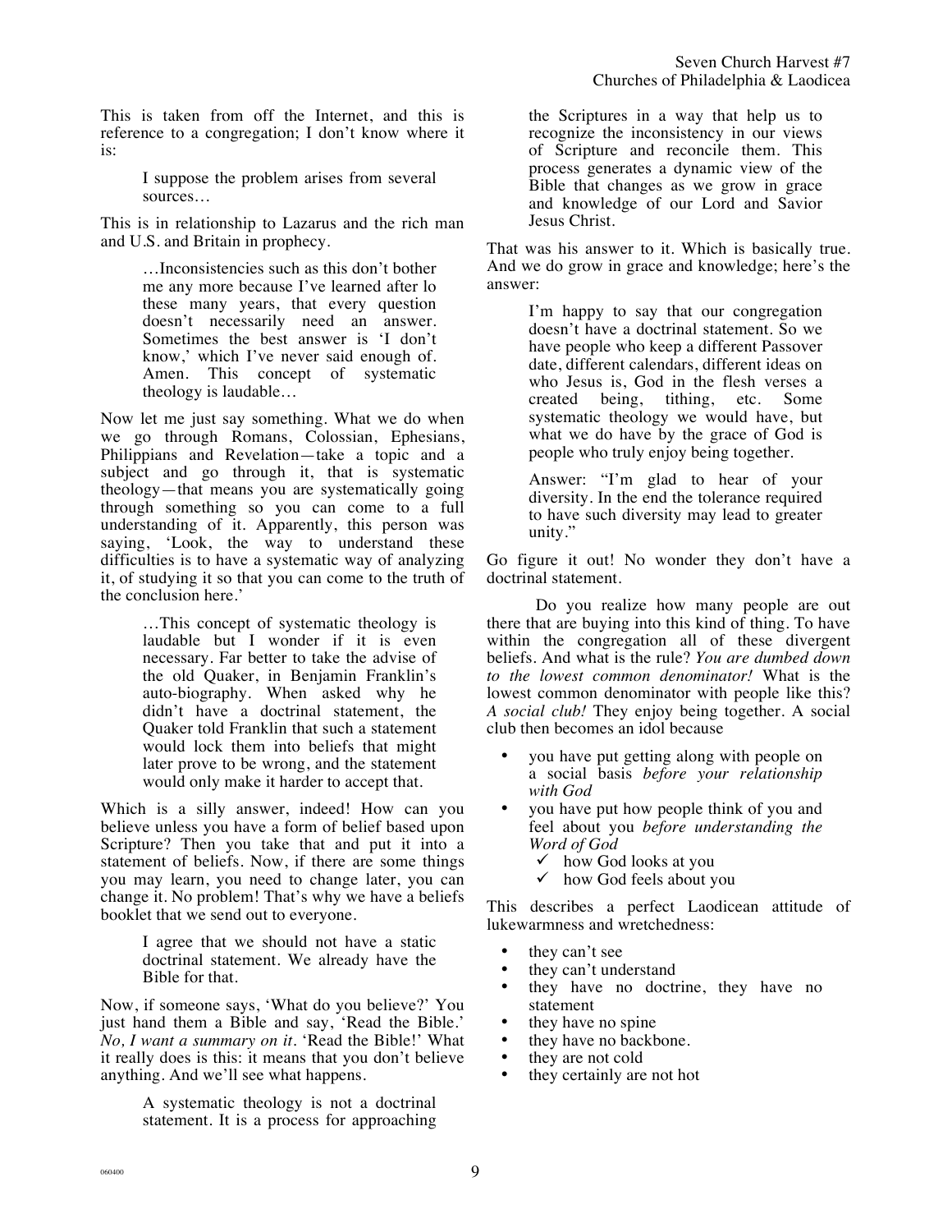This is taken from off the Internet, and this is reference to a congregation; I don't know where it is:

> I suppose the problem arises from several sources…

This is in relationship to Lazarus and the rich man and U.S. and Britain in prophecy.

> …Inconsistencies such as this don't bother me any more because I've learned after lo these many years, that every question doesn't necessarily need an answer. Sometimes the best answer is 'I don't know,' which I've never said enough of. Amen. This concept of systematic theology is laudable…

Now let me just say something. What we do when we go through Romans, Colossian, Ephesians, Philippians and Revelation—take a topic and a subject and go through it, that is systematic theology—that means you are systematically going through something so you can come to a full understanding of it. Apparently, this person was saying, 'Look, the way to understand these difficulties is to have a systematic way of analyzing it, of studying it so that you can come to the truth of the conclusion here.'

> …This concept of systematic theology is laudable but I wonder if it is even necessary. Far better to take the advise of the old Quaker, in Benjamin Franklin's auto-biography. When asked why he didn't have a doctrinal statement, the Quaker told Franklin that such a statement would lock them into beliefs that might later prove to be wrong, and the statement would only make it harder to accept that.

Which is a silly answer, indeed! How can you believe unless you have a form of belief based upon Scripture? Then you take that and put it into a statement of beliefs. Now, if there are some things you may learn, you need to change later, you can change it. No problem! That's why we have a beliefs booklet that we send out to everyone.

> I agree that we should not have a static doctrinal statement. We already have the Bible for that.

Now, if someone says, 'What do you believe?' You just hand them a Bible and say, 'Read the Bible.' *No, I want a summary on it.* 'Read the Bible!' What it really does is this: it means that you don't believe anything. And we'll see what happens.

> A systematic theology is not a doctrinal statement. It is a process for approaching the Scriptures in a way that help us to recognize the inconsistency in our views of Scripture and reconcile them. This process generates a dynamic view of the Bible that changes as we grow in grace and knowledge of our Lord and Savior Jesus Christ.

That was his answer to it. Which is basically true. And we do grow in grace and knowledge; here's the answer:

> I'm happy to say that our congregation doesn't have a doctrinal statement. So we have people who keep a different Passover date, different calendars, different ideas on who Jesus is, God in the flesh verses a created being, tithing, etc. Some systematic theology we would have, but what we do have by the grace of God is people who truly enjoy being together.
>
> Answer: "I'm glad to hear of your diversity. In the end the tolerance required to have such diversity may lead to greater unity."

Go figure it out! No wonder they don't have a doctrinal statement.

Do you realize how many people are out there that are buying into this kind of thing. To have within the congregation all of these divergent beliefs. And what is the rule? *You are dumbed down to the lowest common denominator!* What is the lowest common denominator with people like this? *A social club!* They enjoy being together. A social club then becomes an idol because

- you have put getting along with people on a social basis *before your relationship with God*
- you have put how people think of you and feel about you *before understanding the Word of God*
  - ✓ how God looks at you
  - ✓ how God feels about you

This describes a perfect Laodicean attitude of lukewarmness and wretchedness:

- they can't see
- they can't understand
- they have no doctrine, they have no statement
- they have no spine
- they have no backbone.
- they are not cold
- they certainly are not hot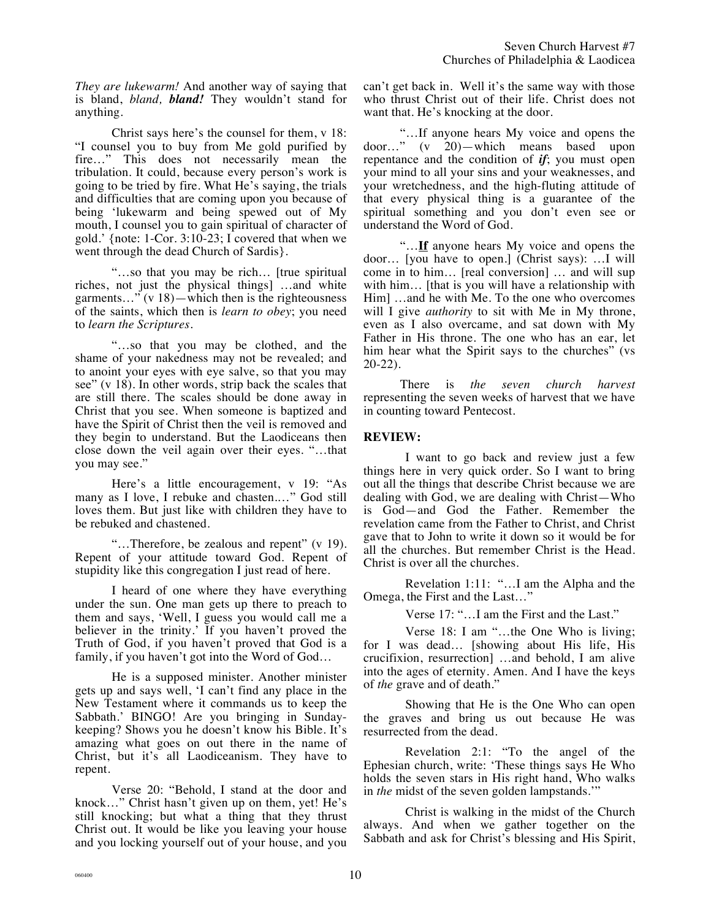*They are lukewarm!* And another way of saying that is bland, *bland, **bland!*** They wouldn't stand for anything.

Christ says here's the counsel for them, v 18: "I counsel you to buy from Me gold purified by fire…" This does not necessarily mean the tribulation. It could, because every person's work is going to be tried by fire. What He's saying, the trials and difficulties that are coming upon you because of being 'lukewarm and being spewed out of My mouth, I counsel you to gain spiritual of character of gold.' {note: 1-Cor. 3:10-23; I covered that when we went through the dead Church of Sardis}.

"…so that you may be rich… [true spiritual riches, not just the physical things] …and white garments…" (v 18)—which then is the righteousness of the saints, which then is *learn to obey*; you need to *learn the Scriptures*.

"…so that you may be clothed, and the shame of your nakedness may not be revealed; and to anoint your eyes with eye salve, so that you may see" (v 18). In other words, strip back the scales that are still there. The scales should be done away in Christ that you see. When someone is baptized and have the Spirit of Christ then the veil is removed and they begin to understand. But the Laodiceans then close down the veil again over their eyes. "…that you may see."

Here's a little encouragement, v 19: "As many as I love, I rebuke and chasten.…" God still loves them. But just like with children they have to be rebuked and chastened.

"…Therefore, be zealous and repent" (v 19). Repent of your attitude toward God. Repent of stupidity like this congregation I just read of here.

I heard of one where they have everything under the sun. One man gets up there to preach to them and says, 'Well, I guess you would call me a believer in the trinity.' If you haven't proved the Truth of God, if you haven't proved that God is a family, if you haven't got into the Word of God…

He is a supposed minister. Another minister gets up and says well, 'I can't find any place in the New Testament where it commands us to keep the Sabbath.' BINGO! Are you bringing in Sunday-keeping? Shows you he doesn't know his Bible. It's amazing what goes on out there in the name of Christ, but it's all Laodiceanism. They have to repent.

Verse 20: "Behold, I stand at the door and knock…" Christ hasn't given up on them, yet! He's still knocking; but what a thing that they thrust Christ out. It would be like you leaving your house and you locking yourself out of your house, and you can't get back in. Well it's the same way with those who thrust Christ out of their life. Christ does not want that. He's knocking at the door.

"…If anyone hears My voice and opens the door…" (v 20)—which means based upon repentance and the condition of ***if***; you must open your mind to all your sins and your weaknesses, and your wretchedness, and the high-fluting attitude of that every physical thing is a guarantee of the spiritual something and you don't even see or understand the Word of God.

"…***If*** anyone hears My voice and opens the door… [you have to open.] (Christ says): …I will come in to him… [real conversion] … and will sup with him… [that is you will have a relationship with Him] …and he with Me. To the one who overcomes will I give *authority* to sit with Me in My throne, even as I also overcame, and sat down with My Father in His throne. The one who has an ear, let him hear what the Spirit says to the churches" (vs 20-22).

There is *the seven church harvest* representing the seven weeks of harvest that we have in counting toward Pentecost.

**REVIEW:**

I want to go back and review just a few things here in very quick order. So I want to bring out all the things that describe Christ because we are dealing with God, we are dealing with Christ—Who is God—and God the Father. Remember the revelation came from the Father to Christ, and Christ gave that to John to write it down so it would be for all the churches. But remember Christ is the Head. Christ is over all the churches.

Revelation 1:11: "…I am the Alpha and the Omega, the First and the Last…"

Verse 17: "…I am the First and the Last."

Verse 18: I am "…the One Who is living; for I was dead… [showing about His life, His crucifixion, resurrection] …and behold, I am alive into the ages of eternity. Amen. And I have the keys of *the* grave and of death."

Showing that He is the One Who can open the graves and bring us out because He was resurrected from the dead.

Revelation 2:1: "To the angel of the Ephesian church, write: 'These things says He Who holds the seven stars in His right hand, Who walks in *the* midst of the seven golden lampstands.'"

Christ is walking in the midst of the Church always. And when we gather together on the Sabbath and ask for Christ's blessing and His Spirit,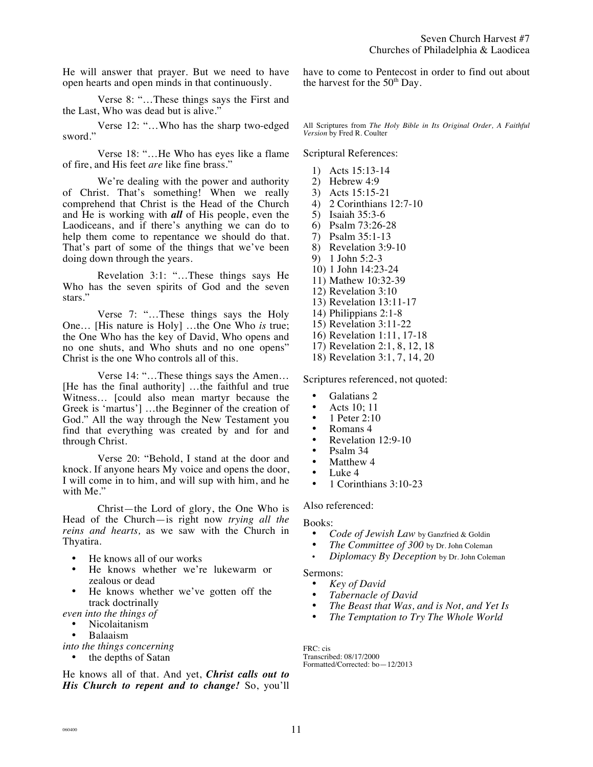He will answer that prayer. But we need to have open hearts and open minds in that continuously.

Verse 8: "…These things says the First and the Last, Who was dead but is alive."

Verse 12: "…Who has the sharp two-edged sword."

Verse 18: "…He Who has eyes like a flame of fire, and His feet *are* like fine brass."

We're dealing with the power and authority of Christ. That's something! When we really comprehend that Christ is the Head of the Church and He is working with ***all*** of His people, even the Laodiceans, and if there's anything we can do to help them come to repentance we should do that. That's part of some of the things that we've been doing down through the years.

Revelation 3:1: "…These things says He Who has the seven spirits of God and the seven stars."

Verse 7: "…These things says the Holy One… [His nature is Holy] …the One Who *is* true; the One Who has the key of David, Who opens and no one shuts, and Who shuts and no one opens" Christ is the one Who controls all of this.

Verse 14: "…These things says the Amen… [He has the final authority] …the faithful and true Witness… [could also mean martyr because the Greek is 'martus'] …the Beginner of the creation of God." All the way through the New Testament you find that everything was created by and for and through Christ.

Verse 20: "Behold, I stand at the door and knock. If anyone hears My voice and opens the door, I will come in to him, and will sup with him, and he with Me."

Christ—the Lord of glory, the One Who is Head of the Church—is right now *trying all the reins and hearts,* as we saw with the Church in Thyatira.

- He knows all of our works
- He knows whether we're lukewarm or zealous or dead
- He knows whether we've gotten off the track doctrinally

*even into the things of*

- Nicolaitanism
- Balaaism

*into the things concerning*

- the depths of Satan

He knows all of that. And yet, ***Christ calls out to His Church to repent and to change!*** So, you'll have to come to Pentecost in order to find out about the harvest for the 50th Day.

All Scriptures from *The Holy Bible in Its Original Order, A Faithful Version* by Fred R. Coulter

Scriptural References:

1) Acts 15:13-14
2) Hebrew 4:9
3) Acts 15:15-21
4) 2 Corinthians 12:7-10
5) Isaiah 35:3-6
6) Psalm 73:26-28
7) Psalm 35:1-13
8) Revelation 3:9-10
9) 1 John 5:2-3
10) 1 John 14:23-24
11) Mathew 10:32-39
12) Revelation 3:10
13) Revelation 13:11-17
14) Philippians 2:1-8
15) Revelation 3:11-22
16) Revelation 1:11, 17-18
17) Revelation 2:1, 8, 12, 18
18) Revelation 3:1, 7, 14, 20

Scriptures referenced, not quoted:

- Galatians 2
- Acts 10; 11
- 1 Peter 2:10
- Romans 4
- Revelation 12:9-10
- Psalm 34
- Matthew 4
- Luke 4
- 1 Corinthians 3:10-23

Also referenced:

Books:

- *Code of Jewish Law* by Ganzfried & Goldin
- *The Committee of 300* by Dr. John Coleman
- *Diplomacy By Deception* by Dr. John Coleman

Sermons:

- *Key of David*
- *Tabernacle of David*
- *The Beast that Was, and is Not, and Yet Is*
- *The Temptation to Try The Whole World*

FRC: cis
Transcribed: 08/17/2000
Formatted/Corrected: bo—12/2013